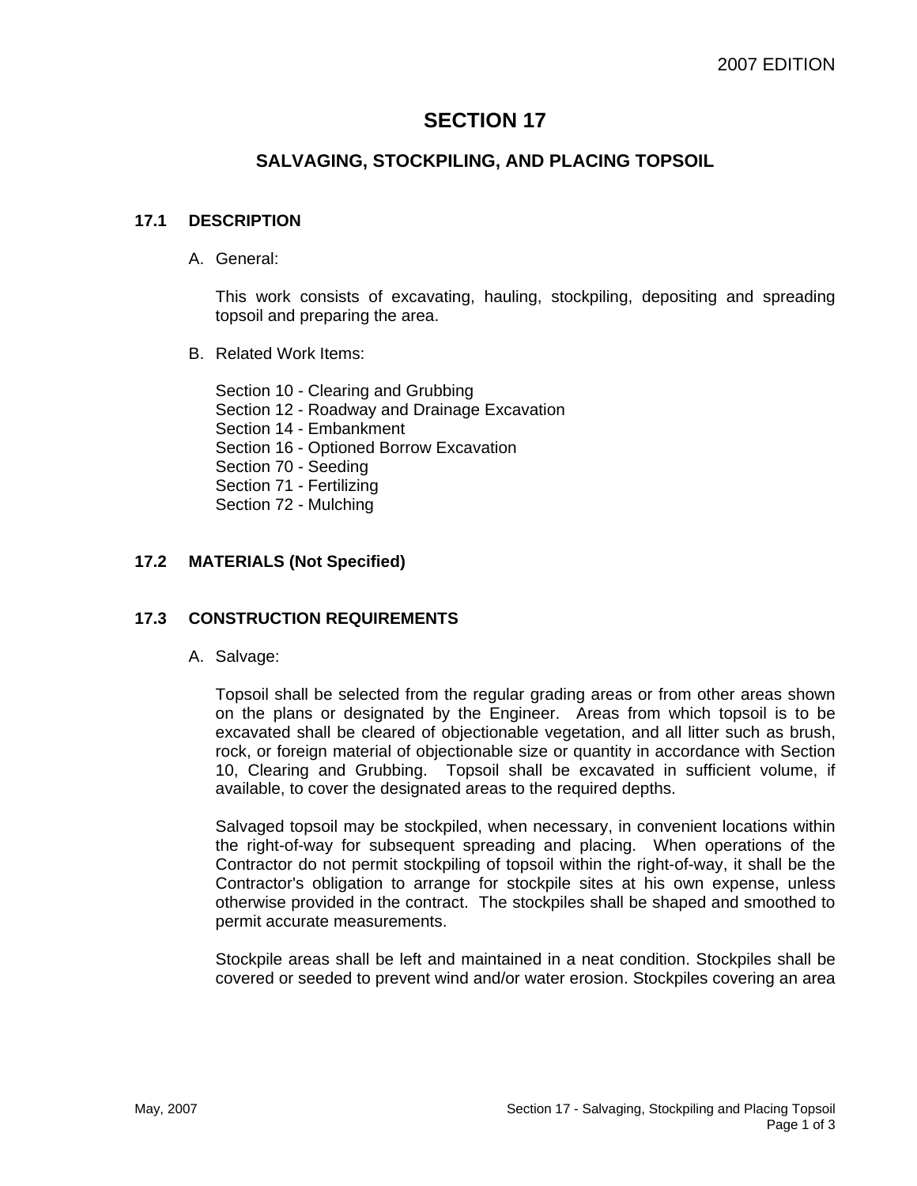# SECTION 17

## SALVAGING, STOCKPILING, AND PLACING TOPSOIL

### 17.1 DESCRIPTION

A. General:

This work consists of excavating, hauling, stockpiling, depositing and spreading topsoil and preparing the area.

B. Related Work Items:

Section 10 - Clearing and Grubbing
Section 12 - Roadway and Drainage Excavation
Section 14 - Embankment
Section 16 - Optioned Borrow Excavation
Section 70 - Seeding
Section 71 - Fertilizing
Section 72 - Mulching

### 17.2 MATERIALS (Not Specified)

### 17.3 CONSTRUCTION REQUIREMENTS

A. Salvage:

Topsoil shall be selected from the regular grading areas or from other areas shown on the plans or designated by the Engineer. Areas from which topsoil is to be excavated shall be cleared of objectionable vegetation, and all litter such as brush, rock, or foreign material of objectionable size or quantity in accordance with Section 10, Clearing and Grubbing. Topsoil shall be excavated in sufficient volume, if available, to cover the designated areas to the required depths.

Salvaged topsoil may be stockpiled, when necessary, in convenient locations within the right-of-way for subsequent spreading and placing. When operations of the Contractor do not permit stockpiling of topsoil within the right-of-way, it shall be the Contractor's obligation to arrange for stockpile sites at his own expense, unless otherwise provided in the contract. The stockpiles shall be shaped and smoothed to permit accurate measurements.

Stockpile areas shall be left and maintained in a neat condition. Stockpiles shall be covered or seeded to prevent wind and/or water erosion. Stockpiles covering an area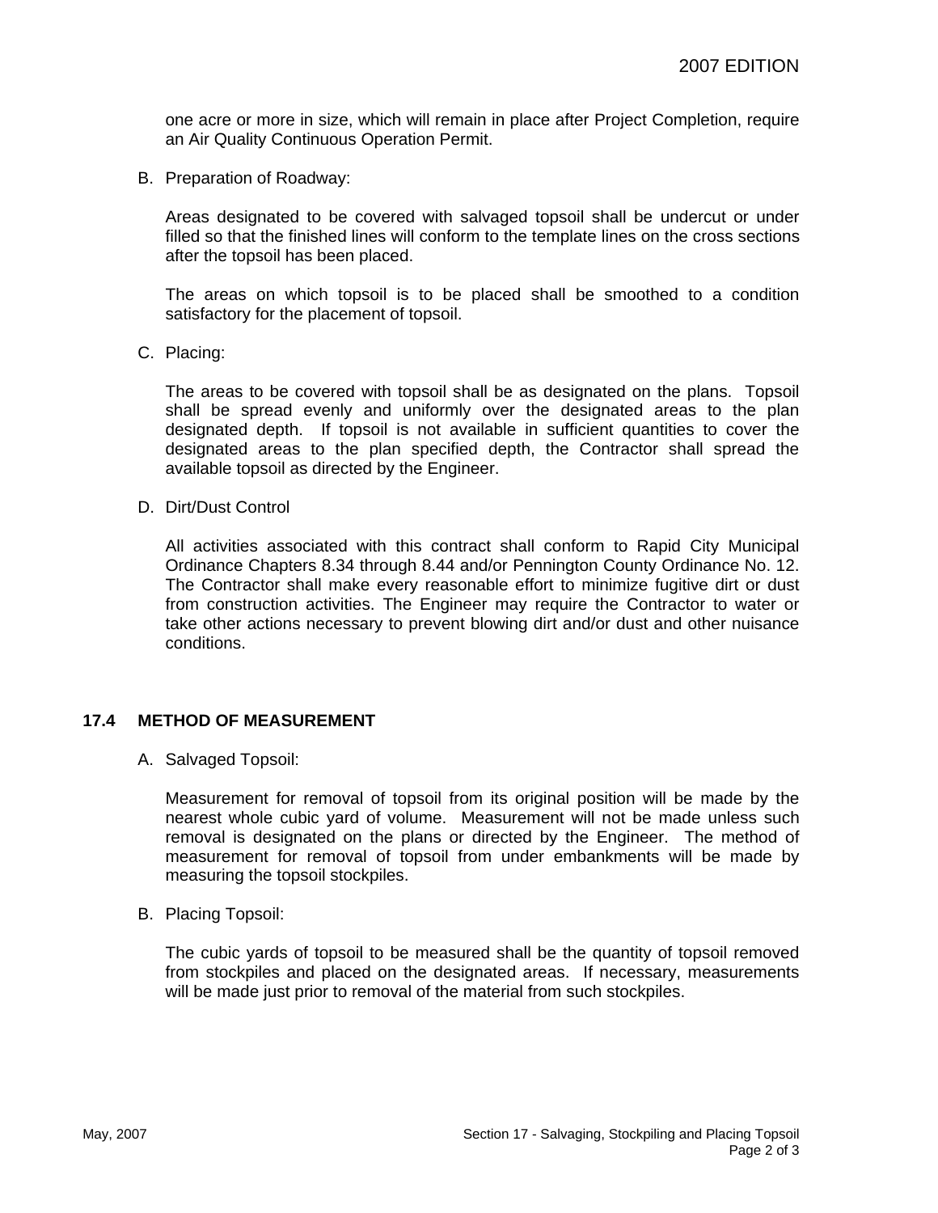one acre or more in size, which will remain in place after Project Completion, require an Air Quality Continuous Operation Permit.

B. Preparation of Roadway:

Areas designated to be covered with salvaged topsoil shall be undercut or under filled so that the finished lines will conform to the template lines on the cross sections after the topsoil has been placed.

The areas on which topsoil is to be placed shall be smoothed to a condition satisfactory for the placement of topsoil.

C. Placing:

The areas to be covered with topsoil shall be as designated on the plans. Topsoil shall be spread evenly and uniformly over the designated areas to the plan designated depth. If topsoil is not available in sufficient quantities to cover the designated areas to the plan specified depth, the Contractor shall spread the available topsoil as directed by the Engineer.

D. Dirt/Dust Control

All activities associated with this contract shall conform to Rapid City Municipal Ordinance Chapters 8.34 through 8.44 and/or Pennington County Ordinance No. 12. The Contractor shall make every reasonable effort to minimize fugitive dirt or dust from construction activities. The Engineer may require the Contractor to water or take other actions necessary to prevent blowing dirt and/or dust and other nuisance conditions.

## 17.4 METHOD OF MEASUREMENT

A. Salvaged Topsoil:

Measurement for removal of topsoil from its original position will be made by the nearest whole cubic yard of volume. Measurement will not be made unless such removal is designated on the plans or directed by the Engineer. The method of measurement for removal of topsoil from under embankments will be made by measuring the topsoil stockpiles.

B. Placing Topsoil:

The cubic yards of topsoil to be measured shall be the quantity of topsoil removed from stockpiles and placed on the designated areas. If necessary, measurements will be made just prior to removal of the material from such stockpiles.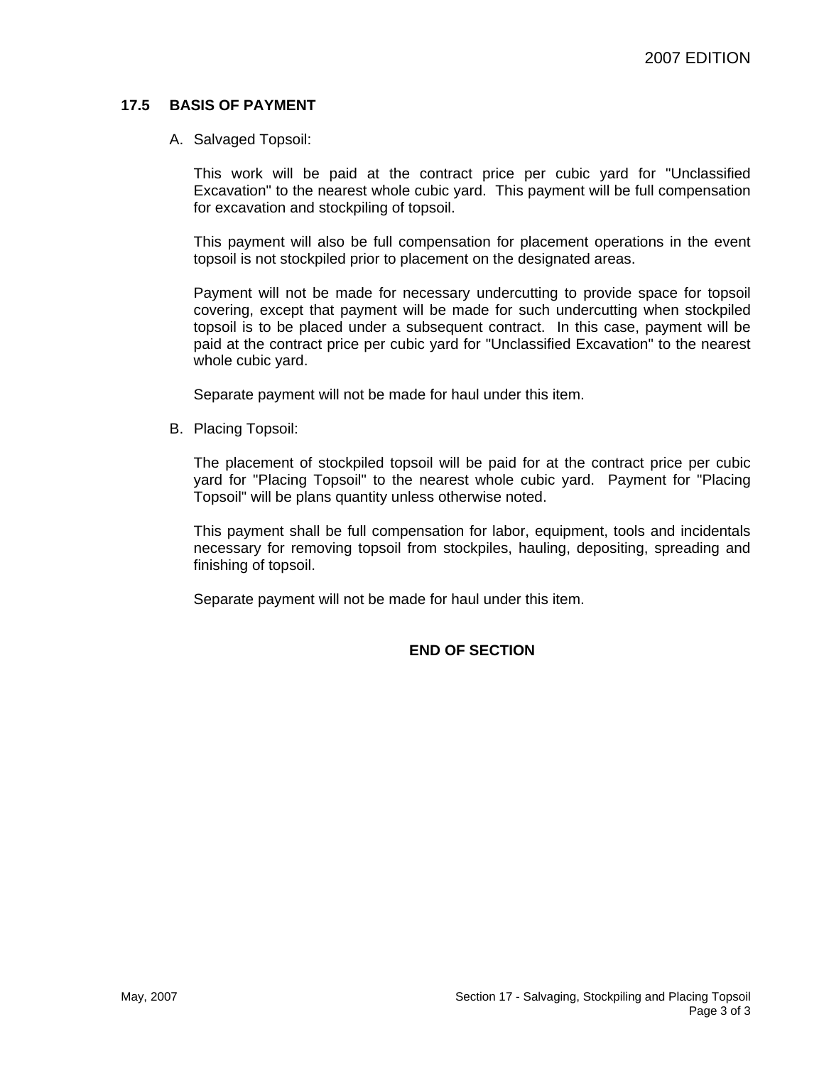## 17.5 BASIS OF PAYMENT

A. Salvaged Topsoil:

This work will be paid at the contract price per cubic yard for "Unclassified Excavation" to the nearest whole cubic yard. This payment will be full compensation for excavation and stockpiling of topsoil.

This payment will also be full compensation for placement operations in the event topsoil is not stockpiled prior to placement on the designated areas.

Payment will not be made for necessary undercutting to provide space for topsoil covering, except that payment will be made for such undercutting when stockpiled topsoil is to be placed under a subsequent contract. In this case, payment will be paid at the contract price per cubic yard for "Unclassified Excavation" to the nearest whole cubic yard.

Separate payment will not be made for haul under this item.

B. Placing Topsoil:

The placement of stockpiled topsoil will be paid for at the contract price per cubic yard for "Placing Topsoil" to the nearest whole cubic yard. Payment for "Placing Topsoil" will be plans quantity unless otherwise noted.

This payment shall be full compensation for labor, equipment, tools and incidentals necessary for removing topsoil from stockpiles, hauling, depositing, spreading and finishing of topsoil.

Separate payment will not be made for haul under this item.

**END OF SECTION**